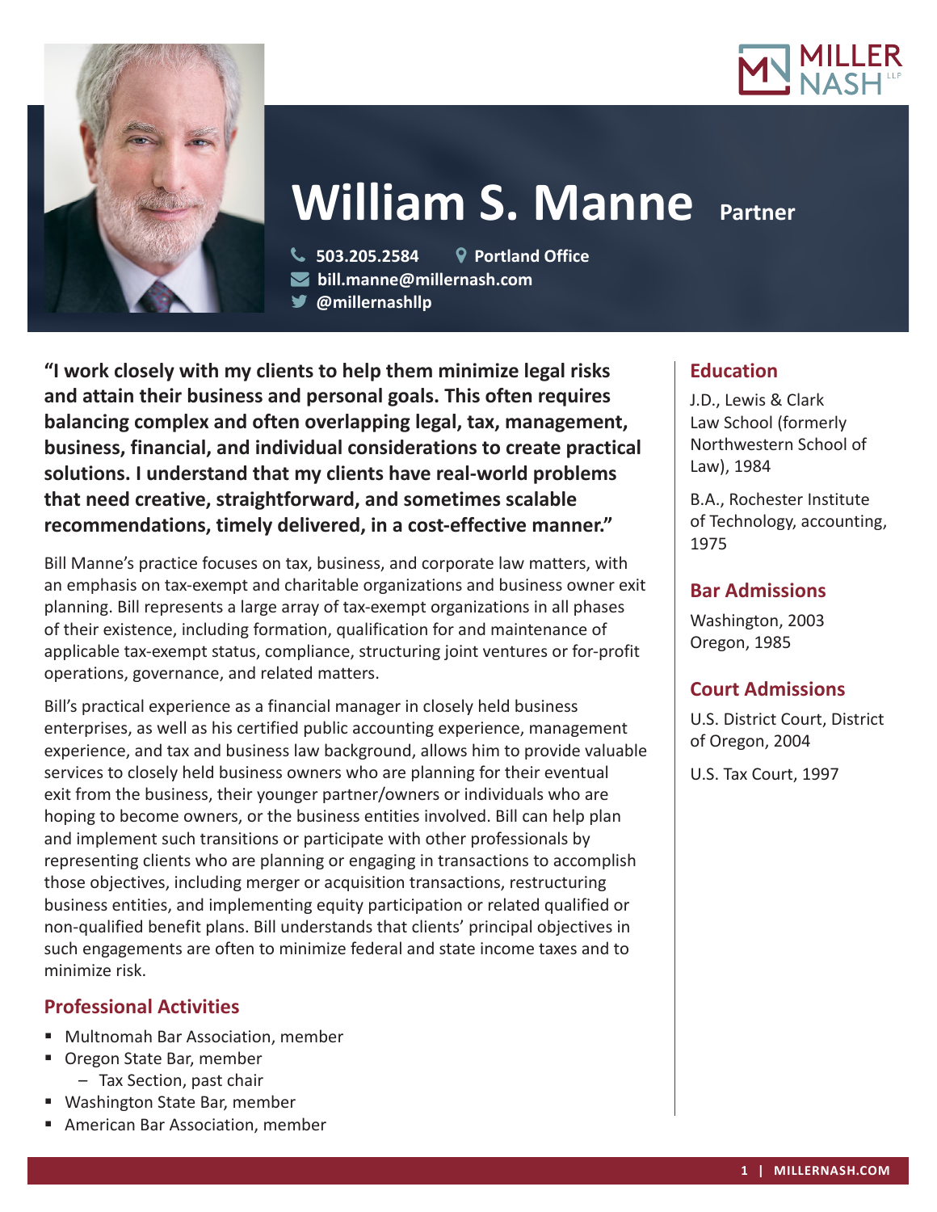# William S. Manne Partner

503.205.2584 | Portland Office
bill.manne@millernash.com
@millernashllp

**"I work closely with my clients to help them minimize legal risks and attain their business and personal goals. This often requires balancing complex and often overlapping legal, tax, management, business, financial, and individual considerations to create practical solutions. I understand that my clients have real-world problems that need creative, straightforward, and sometimes scalable recommendations, timely delivered, in a cost-effective manner."**

Bill Manne's practice focuses on tax, business, and corporate law matters, with an emphasis on tax-exempt and charitable organizations and business owner exit planning. Bill represents a large array of tax-exempt organizations in all phases of their existence, including formation, qualification for and maintenance of applicable tax-exempt status, compliance, structuring joint ventures or for-profit operations, governance, and related matters.

Bill's practical experience as a financial manager in closely held business enterprises, as well as his certified public accounting experience, management experience, and tax and business law background, allows him to provide valuable services to closely held business owners who are planning for their eventual exit from the business, their younger partner/owners or individuals who are hoping to become owners, or the business entities involved. Bill can help plan and implement such transitions or participate with other professionals by representing clients who are planning or engaging in transactions to accomplish those objectives, including merger or acquisition transactions, restructuring business entities, and implementing equity participation or related qualified or non-qualified benefit plans. Bill understands that clients' principal objectives in such engagements are often to minimize federal and state income taxes and to minimize risk.

## Professional Activities

- Multnomah Bar Association, member
- Oregon State Bar, member
  - Tax Section, past chair
- Washington State Bar, member
- American Bar Association, member

## Education

J.D., Lewis & Clark Law School (formerly Northwestern School of Law), 1984

B.A., Rochester Institute of Technology, accounting, 1975

## Bar Admissions

Washington, 2003
Oregon, 1985

## Court Admissions

U.S. District Court, District of Oregon, 2004

U.S. Tax Court, 1997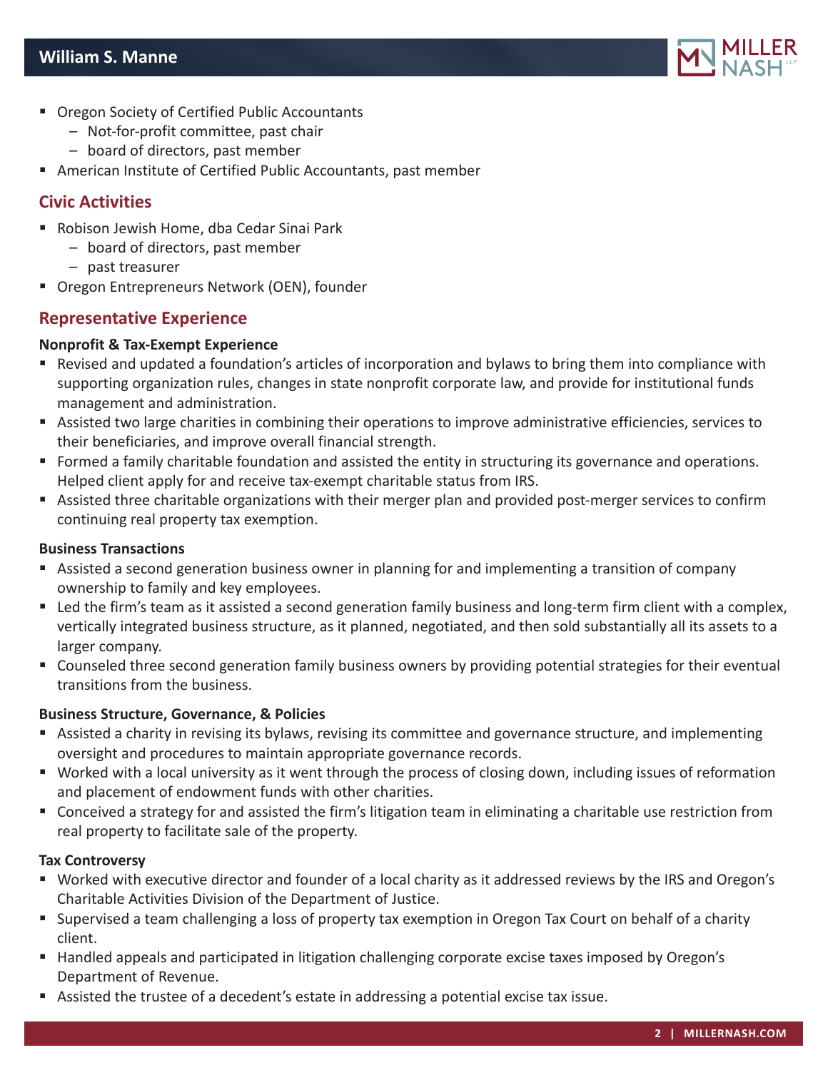- Oregon Society of Certified Public Accountants
  - Not-for-profit committee, past chair
  - board of directors, past member
- American Institute of Certified Public Accountants, past member

## Civic Activities

- Robison Jewish Home, dba Cedar Sinai Park
  - board of directors, past member
  - past treasurer
- Oregon Entrepreneurs Network (OEN), founder

## Representative Experience

**Nonprofit & Tax-Exempt Experience**

- Revised and updated a foundation's articles of incorporation and bylaws to bring them into compliance with supporting organization rules, changes in state nonprofit corporate law, and provide for institutional funds management and administration.
- Assisted two large charities in combining their operations to improve administrative efficiencies, services to their beneficiaries, and improve overall financial strength.
- Formed a family charitable foundation and assisted the entity in structuring its governance and operations. Helped client apply for and receive tax-exempt charitable status from IRS.
- Assisted three charitable organizations with their merger plan and provided post-merger services to confirm continuing real property tax exemption.

**Business Transactions**

- Assisted a second generation business owner in planning for and implementing a transition of company ownership to family and key employees.
- Led the firm's team as it assisted a second generation family business and long-term firm client with a complex, vertically integrated business structure, as it planned, negotiated, and then sold substantially all its assets to a larger company.
- Counseled three second generation family business owners by providing potential strategies for their eventual transitions from the business.

**Business Structure, Governance, & Policies**

- Assisted a charity in revising its bylaws, revising its committee and governance structure, and implementing oversight and procedures to maintain appropriate governance records.
- Worked with a local university as it went through the process of closing down, including issues of reformation and placement of endowment funds with other charities.
- Conceived a strategy for and assisted the firm's litigation team in eliminating a charitable use restriction from real property to facilitate sale of the property.

**Tax Controversy**

- Worked with executive director and founder of a local charity as it addressed reviews by the IRS and Oregon's Charitable Activities Division of the Department of Justice.
- Supervised a team challenging a loss of property tax exemption in Oregon Tax Court on behalf of a charity client.
- Handled appeals and participated in litigation challenging corporate excise taxes imposed by Oregon's Department of Revenue.
- Assisted the trustee of a decedent's estate in addressing a potential excise tax issue.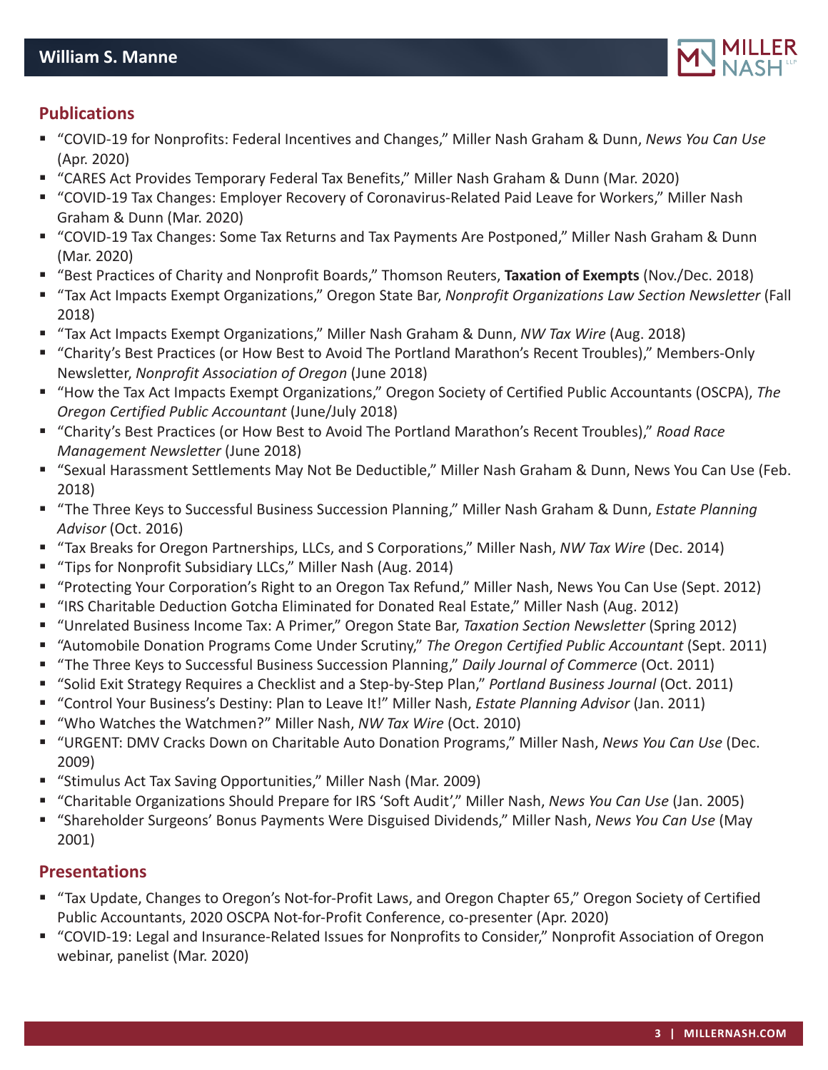## Publications

- "COVID-19 for Nonprofits: Federal Incentives and Changes," Miller Nash Graham & Dunn, *News You Can Use* (Apr. 2020)
- "CARES Act Provides Temporary Federal Tax Benefits," Miller Nash Graham & Dunn (Mar. 2020)
- "COVID-19 Tax Changes: Employer Recovery of Coronavirus-Related Paid Leave for Workers," Miller Nash Graham & Dunn (Mar. 2020)
- "COVID-19 Tax Changes: Some Tax Returns and Tax Payments Are Postponed," Miller Nash Graham & Dunn (Mar. 2020)
- "Best Practices of Charity and Nonprofit Boards," Thomson Reuters, **Taxation of Exempts** (Nov./Dec. 2018)
- "Tax Act Impacts Exempt Organizations," Oregon State Bar, *Nonprofit Organizations Law Section Newsletter* (Fall 2018)
- "Tax Act Impacts Exempt Organizations," Miller Nash Graham & Dunn, *NW Tax Wire* (Aug. 2018)
- "Charity's Best Practices (or How Best to Avoid The Portland Marathon's Recent Troubles)," Members-Only Newsletter, *Nonprofit Association of Oregon* (June 2018)
- "How the Tax Act Impacts Exempt Organizations," Oregon Society of Certified Public Accountants (OSCPA), *The Oregon Certified Public Accountant* (June/July 2018)
- "Charity's Best Practices (or How Best to Avoid The Portland Marathon's Recent Troubles)," *Road Race Management Newsletter* (June 2018)
- "Sexual Harassment Settlements May Not Be Deductible," Miller Nash Graham & Dunn, News You Can Use (Feb. 2018)
- "The Three Keys to Successful Business Succession Planning," Miller Nash Graham & Dunn, *Estate Planning Advisor* (Oct. 2016)
- "Tax Breaks for Oregon Partnerships, LLCs, and S Corporations," Miller Nash, *NW Tax Wire* (Dec. 2014)
- "Tips for Nonprofit Subsidiary LLCs," Miller Nash (Aug. 2014)
- "Protecting Your Corporation's Right to an Oregon Tax Refund," Miller Nash, News You Can Use (Sept. 2012)
- "IRS Charitable Deduction Gotcha Eliminated for Donated Real Estate," Miller Nash (Aug. 2012)
- "Unrelated Business Income Tax: A Primer," Oregon State Bar, *Taxation Section Newsletter* (Spring 2012)
- "Automobile Donation Programs Come Under Scrutiny," *The Oregon Certified Public Accountant* (Sept. 2011)
- "The Three Keys to Successful Business Succession Planning," *Daily Journal of Commerce* (Oct. 2011)
- "Solid Exit Strategy Requires a Checklist and a Step-by-Step Plan," *Portland Business Journal* (Oct. 2011)
- "Control Your Business's Destiny: Plan to Leave It!" Miller Nash, *Estate Planning Advisor* (Jan. 2011)
- "Who Watches the Watchmen?" Miller Nash, *NW Tax Wire* (Oct. 2010)
- "URGENT: DMV Cracks Down on Charitable Auto Donation Programs," Miller Nash, *News You Can Use* (Dec. 2009)
- "Stimulus Act Tax Saving Opportunities," Miller Nash (Mar. 2009)
- "Charitable Organizations Should Prepare for IRS 'Soft Audit'," Miller Nash, *News You Can Use* (Jan. 2005)
- "Shareholder Surgeons' Bonus Payments Were Disguised Dividends," Miller Nash, *News You Can Use* (May 2001)

## Presentations

- "Tax Update, Changes to Oregon's Not-for-Profit Laws, and Oregon Chapter 65," Oregon Society of Certified Public Accountants, 2020 OSCPA Not-for-Profit Conference, co-presenter (Apr. 2020)
- "COVID-19: Legal and Insurance-Related Issues for Nonprofits to Consider," Nonprofit Association of Oregon webinar, panelist (Mar. 2020)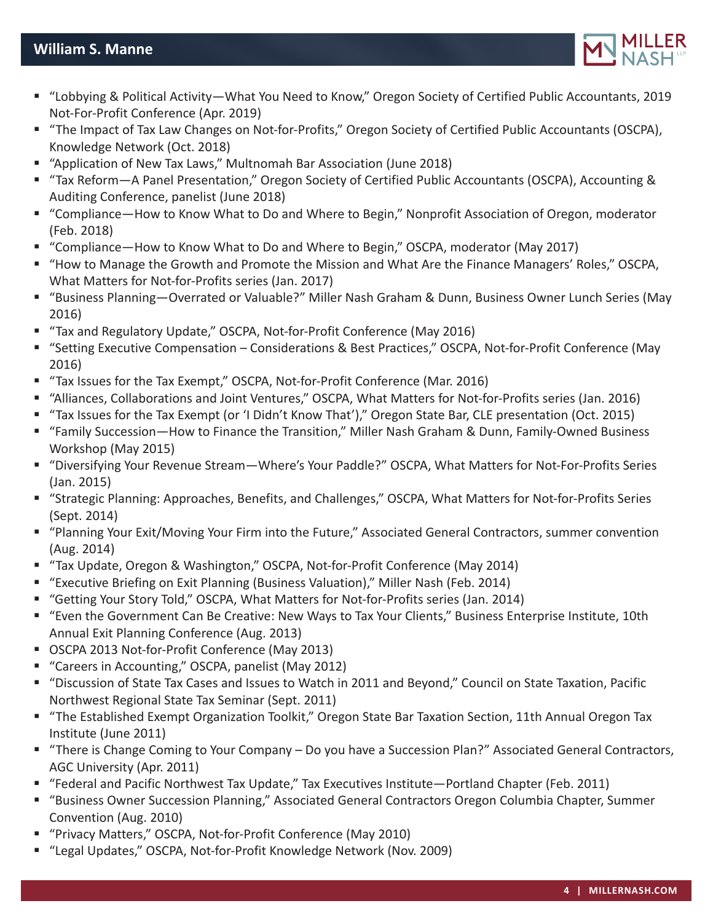- "Lobbying & Political Activity—What You Need to Know," Oregon Society of Certified Public Accountants, 2019 Not-For-Profit Conference (Apr. 2019)
- "The Impact of Tax Law Changes on Not-for-Profits," Oregon Society of Certified Public Accountants (OSCPA), Knowledge Network (Oct. 2018)
- "Application of New Tax Laws," Multnomah Bar Association (June 2018)
- "Tax Reform—A Panel Presentation," Oregon Society of Certified Public Accountants (OSCPA), Accounting & Auditing Conference, panelist (June 2018)
- "Compliance—How to Know What to Do and Where to Begin," Nonprofit Association of Oregon, moderator (Feb. 2018)
- "Compliance—How to Know What to Do and Where to Begin," OSCPA, moderator (May 2017)
- "How to Manage the Growth and Promote the Mission and What Are the Finance Managers' Roles," OSCPA, What Matters for Not-for-Profits series (Jan. 2017)
- "Business Planning—Overrated or Valuable?" Miller Nash Graham & Dunn, Business Owner Lunch Series (May 2016)
- "Tax and Regulatory Update," OSCPA, Not-for-Profit Conference (May 2016)
- "Setting Executive Compensation – Considerations & Best Practices," OSCPA, Not-for-Profit Conference (May 2016)
- "Tax Issues for the Tax Exempt," OSCPA, Not-for-Profit Conference (Mar. 2016)
- "Alliances, Collaborations and Joint Ventures," OSCPA, What Matters for Not-for-Profits series (Jan. 2016)
- "Tax Issues for the Tax Exempt (or 'I Didn't Know That')," Oregon State Bar, CLE presentation (Oct. 2015)
- "Family Succession—How to Finance the Transition," Miller Nash Graham & Dunn, Family-Owned Business Workshop (May 2015)
- "Diversifying Your Revenue Stream—Where's Your Paddle?" OSCPA, What Matters for Not-For-Profits Series (Jan. 2015)
- "Strategic Planning: Approaches, Benefits, and Challenges," OSCPA, What Matters for Not-for-Profits Series (Sept. 2014)
- "Planning Your Exit/Moving Your Firm into the Future," Associated General Contractors, summer convention (Aug. 2014)
- "Tax Update, Oregon & Washington," OSCPA, Not-for-Profit Conference (May 2014)
- "Executive Briefing on Exit Planning (Business Valuation)," Miller Nash (Feb. 2014)
- "Getting Your Story Told," OSCPA, What Matters for Not-for-Profits series (Jan. 2014)
- "Even the Government Can Be Creative: New Ways to Tax Your Clients," Business Enterprise Institute, 10th Annual Exit Planning Conference (Aug. 2013)
- OSCPA 2013 Not-for-Profit Conference (May 2013)
- "Careers in Accounting," OSCPA, panelist (May 2012)
- "Discussion of State Tax Cases and Issues to Watch in 2011 and Beyond," Council on State Taxation, Pacific Northwest Regional State Tax Seminar (Sept. 2011)
- "The Established Exempt Organization Toolkit," Oregon State Bar Taxation Section, 11th Annual Oregon Tax Institute (June 2011)
- "There is Change Coming to Your Company – Do you have a Succession Plan?" Associated General Contractors, AGC University (Apr. 2011)
- "Federal and Pacific Northwest Tax Update," Tax Executives Institute—Portland Chapter (Feb. 2011)
- "Business Owner Succession Planning," Associated General Contractors Oregon Columbia Chapter, Summer Convention (Aug. 2010)
- "Privacy Matters," OSCPA, Not-for-Profit Conference (May 2010)
- "Legal Updates," OSCPA, Not-for-Profit Knowledge Network (Nov. 2009)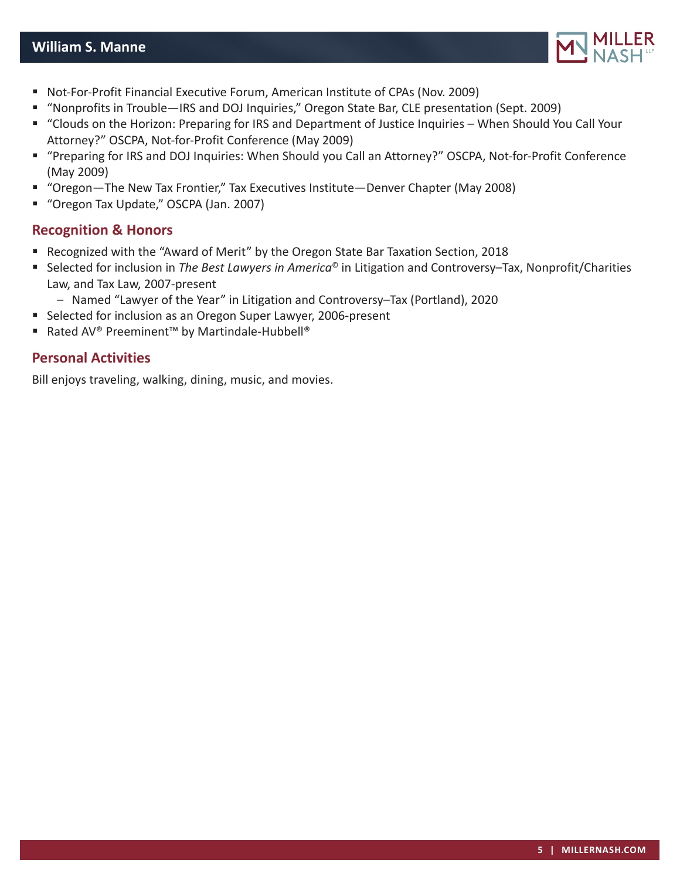- Not-For-Profit Financial Executive Forum, American Institute of CPAs (Nov. 2009)
- "Nonprofits in Trouble—IRS and DOJ Inquiries," Oregon State Bar, CLE presentation (Sept. 2009)
- "Clouds on the Horizon: Preparing for IRS and Department of Justice Inquiries – When Should You Call Your Attorney?" OSCPA, Not-for-Profit Conference (May 2009)
- "Preparing for IRS and DOJ Inquiries: When Should you Call an Attorney?" OSCPA, Not-for-Profit Conference (May 2009)
- "Oregon—The New Tax Frontier," Tax Executives Institute—Denver Chapter (May 2008)
- "Oregon Tax Update," OSCPA (Jan. 2007)

## Recognition & Honors

- Recognized with the "Award of Merit" by the Oregon State Bar Taxation Section, 2018
- Selected for inclusion in *The Best Lawyers in America*© in Litigation and Controversy–Tax, Nonprofit/Charities Law, and Tax Law, 2007-present
  - Named "Lawyer of the Year" in Litigation and Controversy–Tax (Portland), 2020
- Selected for inclusion as an Oregon Super Lawyer, 2006-present
- Rated AV® Preeminent™ by Martindale-Hubbell®

## Personal Activities

Bill enjoys traveling, walking, dining, music, and movies.